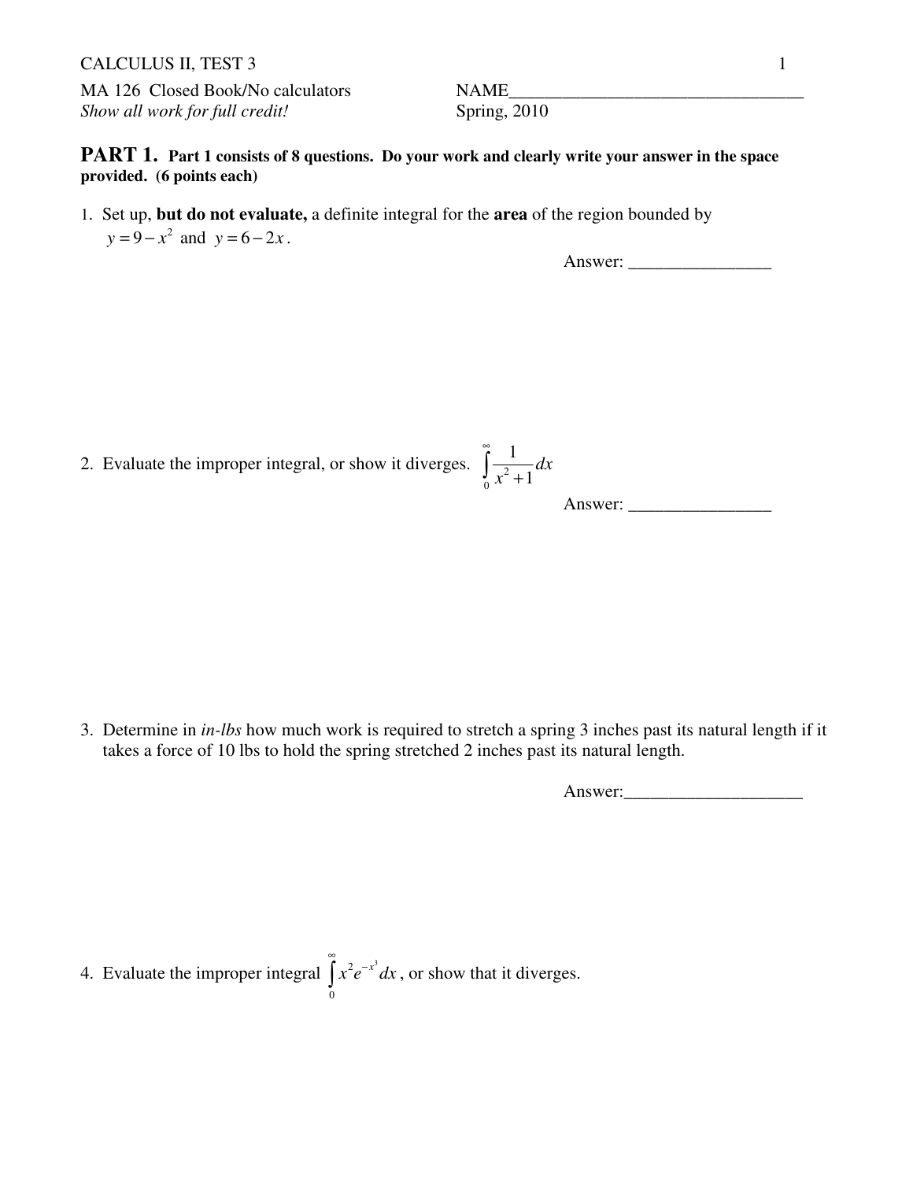CALCULUS II, TEST 3

MA 126 Closed Book/No calculators

*Show all work for full credit!*

NAME_________________________________

Spring, 2010

**PART 1.** **Part 1 consists of 8 questions. Do your work and clearly write your answer in the space provided. (6 points each)**

1. Set up, **but do not evaluate,** a definite integral for the **area** of the region bounded by $y = 9 - x^2$ and $y = 6 - 2x$.

   Answer: ________________

2. Evaluate the improper integral, or show it diverges. $\int_0^\infty \frac{1}{x^2+1}\,dx$

   Answer: ________________

3. Determine in *in-lbs* how much work is required to stretch a spring 3 inches past its natural length if it takes a force of 10 lbs to hold the spring stretched 2 inches past its natural length.

   Answer:____________________

4. Evaluate the improper integral $\int_0^\infty x^2 e^{-x^3}\,dx$, or show that it diverges.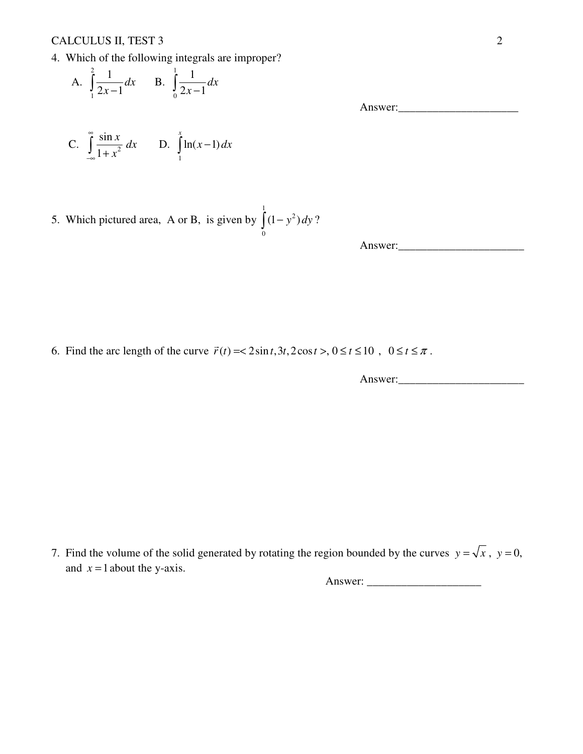4. Which of the following integrals are improper?

A. $\int_1^2 \frac{1}{2x-1}dx$ B. $\int_0^1 \frac{1}{2x-1}dx$

Answer:_____________________

C. $\int_{-\infty}^{\infty} \frac{\sin x}{1+x^2}\, dx$ D. $\int_1^x \ln(x-1)\,dx$

5. Which pictured area, A or B, is given by $\int_0^1 (1-y^2)\,dy$ ?

Answer:______________________

6. Find the arc length of the curve $\vec{r}(t) = <2\sin t, 3t, 2\cos t>, 0 \le t \le 10$ , $0 \le t \le \pi$ .

Answer:______________________

7. Find the volume of the solid generated by rotating the region bounded by the curves $y = \sqrt{x}$ , $y = 0$, and $x = 1$ about the y-axis.

Answer: ____________________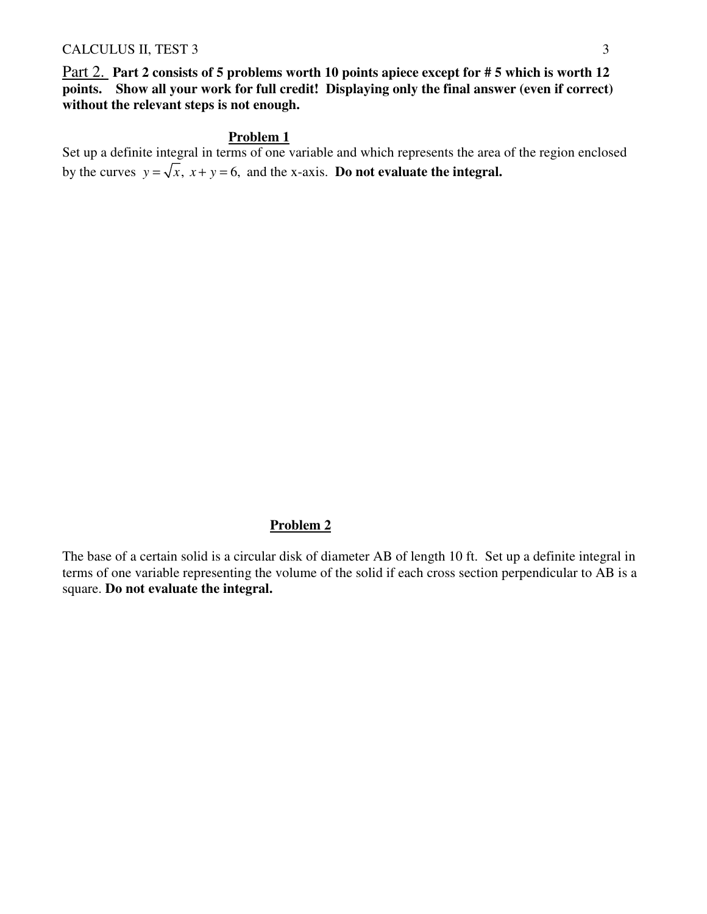Part 2. **Part 2 consists of 5 problems worth 10 points apiece except for # 5 which is worth 12 points. Show all your work for full credit! Displaying only the final answer (even if correct) without the relevant steps is not enough.**

## Problem 1

Set up a definite integral in terms of one variable and which represents the area of the region enclosed by the curves $y = \sqrt{x}$, $x + y = 6$, and the x-axis. **Do not evaluate the integral.**

## Problem 2

The base of a certain solid is a circular disk of diameter AB of length 10 ft. Set up a definite integral in terms of one variable representing the volume of the solid if each cross section perpendicular to AB is a square. **Do not evaluate the integral.**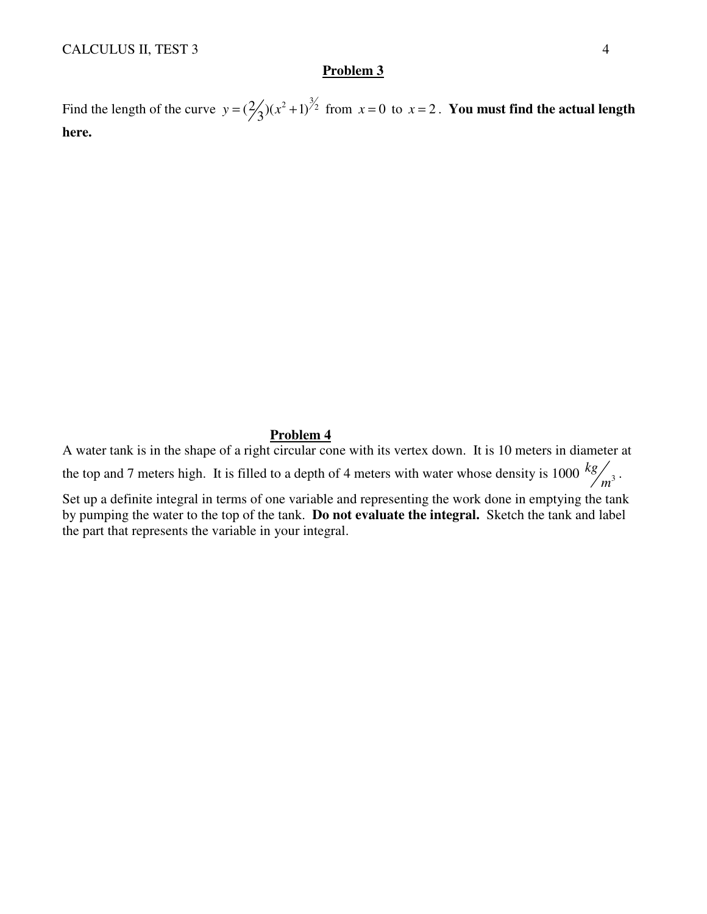## Problem 3

Find the length of the curve $y = (2/3)(x^2 + 1)^{3/2}$ from $x = 0$ to $x = 2$. **You must find the actual length here.**

## Problem 4

A water tank is in the shape of a right circular cone with its vertex down. It is 10 meters in diameter at the top and 7 meters high. It is filled to a depth of 4 meters with water whose density is 1000 $kg/m^3$. Set up a definite integral in terms of one variable and representing the work done in emptying the tank by pumping the water to the top of the tank. **Do not evaluate the integral.** Sketch the tank and label the part that represents the variable in your integral.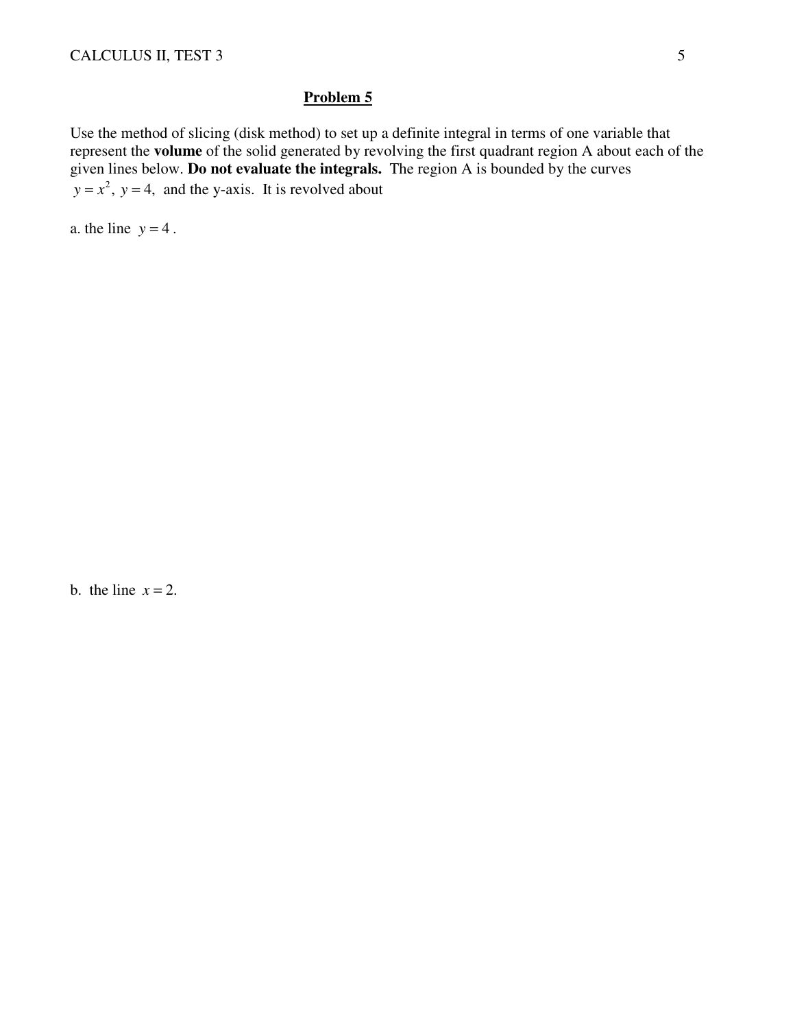## Problem 5

Use the method of slicing (disk method) to set up a definite integral in terms of one variable that represent the **volume** of the solid generated by revolving the first quadrant region A about each of the given lines below. **Do not evaluate the integrals.** The region A is bounded by the curves $y = x^2$, $y = 4$, and the y-axis. It is revolved about

a. the line $y = 4$.

b. the line $x = 2$.